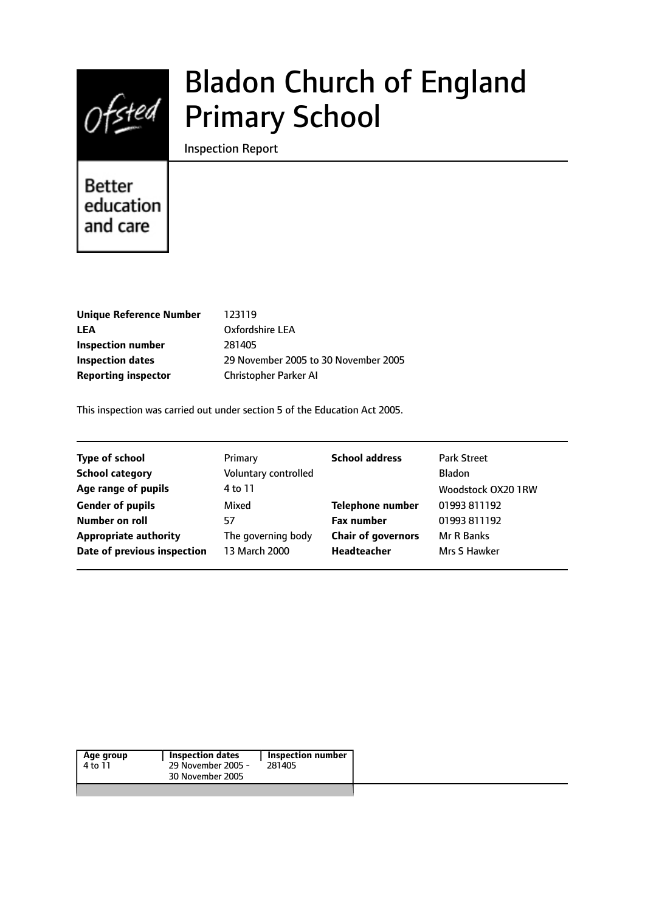Ofsted

Better education and care

# Bladon Church of England Primary School

Inspection Report

| | |
|---|---|
| **Unique Reference Number** | 123119 |
| **LEA** | Oxfordshire LEA |
| **Inspection number** | 281405 |
| **Inspection dates** | 29 November 2005 to 30 November 2005 |
| **Reporting inspector** | Christopher Parker AI |

This inspection was carried out under section 5 of the Education Act 2005.

| | | | |
|---|---|---|---|
| **Type of school** | Primary | **School address** | Park Street |
| **School category** | Voluntary controlled | | Bladon |
| **Age range of pupils** | 4 to 11 | | Woodstock OX20 1RW |
| **Gender of pupils** | Mixed | **Telephone number** | 01993 811192 |
| **Number on roll** | 57 | **Fax number** | 01993 811192 |
| **Appropriate authority** | The governing body | **Chair of governors** | Mr R Banks |
| **Date of previous inspection** | 13 March 2000 | **Headteacher** | Mrs S Hawker |

| Age group | Inspection dates | Inspection number |
|---|---|---|
| 4 to 11 | 29 November 2005 - 30 November 2005 | 281405 |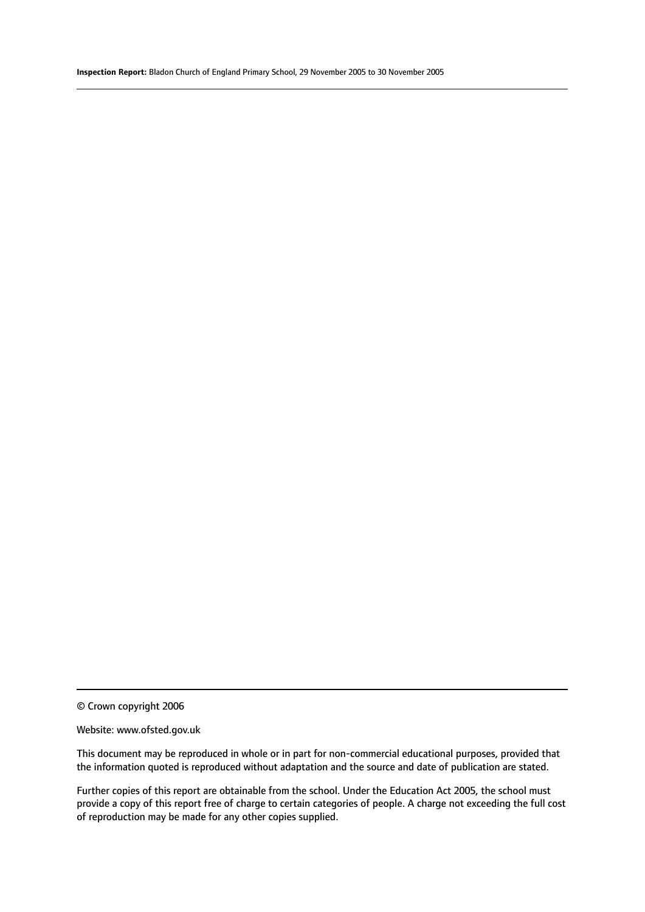© Crown copyright 2006

Website: www.ofsted.gov.uk

This document may be reproduced in whole or in part for non-commercial educational purposes, provided that the information quoted is reproduced without adaptation and the source and date of publication are stated.

Further copies of this report are obtainable from the school. Under the Education Act 2005, the school must provide a copy of this report free of charge to certain categories of people. A charge not exceeding the full cost of reproduction may be made for any other copies supplied.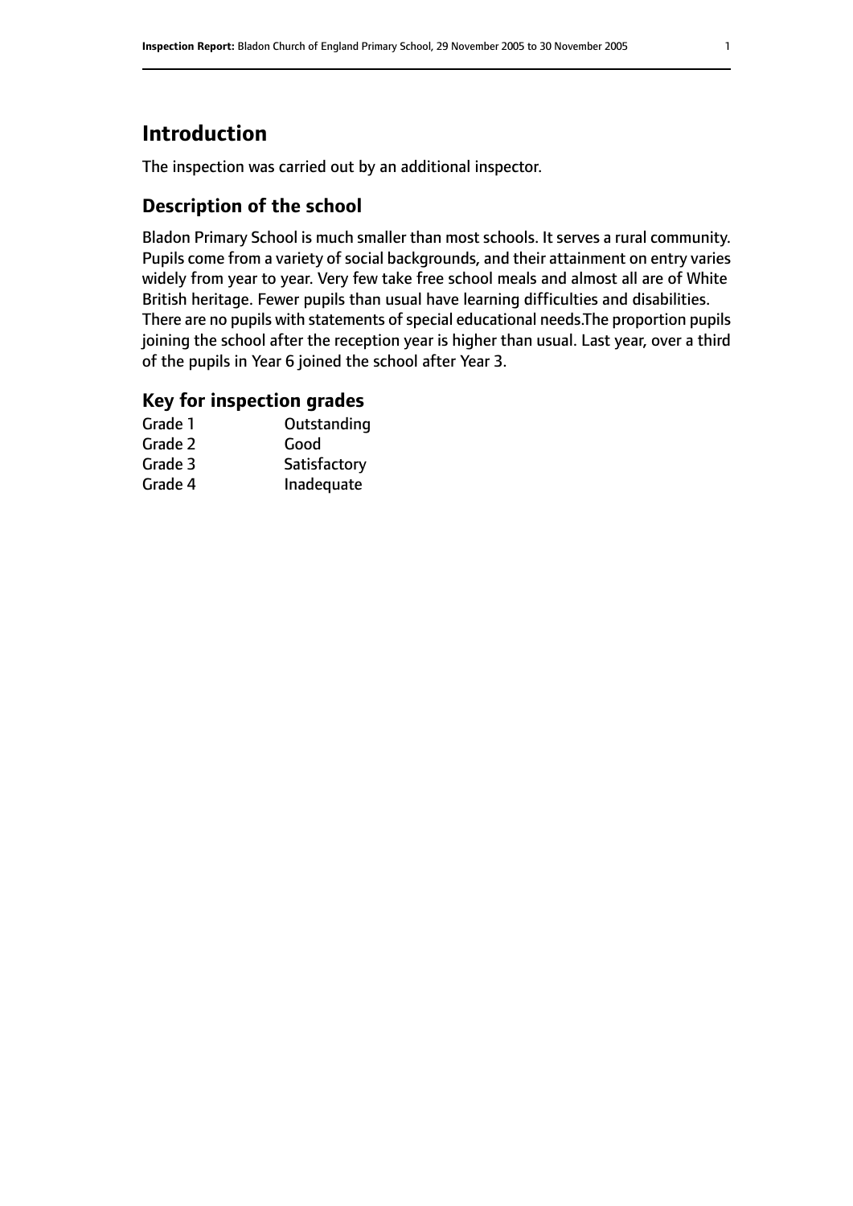# Introduction

The inspection was carried out by an additional inspector.

## Description of the school

Bladon Primary School is much smaller than most schools. It serves a rural community. Pupils come from a variety of social backgrounds, and their attainment on entry varies widely from year to year. Very few take free school meals and almost all are of White British heritage. Fewer pupils than usual have learning difficulties and disabilities. There are no pupils with statements of special educational needs.The proportion pupils joining the school after the reception year is higher than usual. Last year, over a third of the pupils in Year 6 joined the school after Year 3.

## Key for inspection grades

| | |
|---|---|
| Grade 1 | Outstanding |
| Grade 2 | Good |
| Grade 3 | Satisfactory |
| Grade 4 | Inadequate |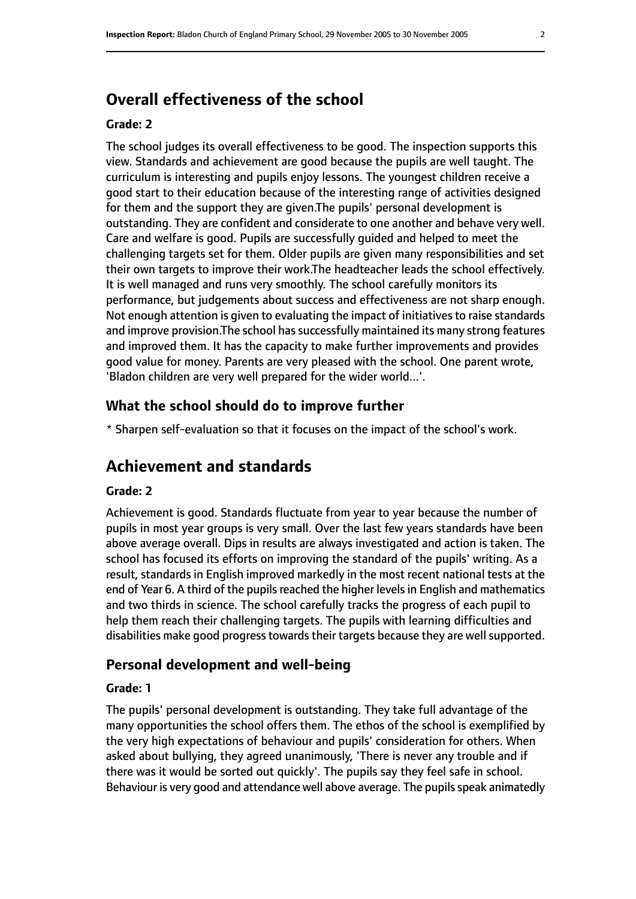## Overall effectiveness of the school

### Grade: 2

The school judges its overall effectiveness to be good. The inspection supports this view. Standards and achievement are good because the pupils are well taught. The curriculum is interesting and pupils enjoy lessons. The youngest children receive a good start to their education because of the interesting range of activities designed for them and the support they are given.The pupils' personal development is outstanding. They are confident and considerate to one another and behave very well. Care and welfare is good. Pupils are successfully guided and helped to meet the challenging targets set for them. Older pupils are given many responsibilities and set their own targets to improve their work.The headteacher leads the school effectively. It is well managed and runs very smoothly. The school carefully monitors its performance, but judgements about success and effectiveness are not sharp enough. Not enough attention is given to evaluating the impact of initiatives to raise standards and improve provision.The school has successfully maintained its many strong features and improved them. It has the capacity to make further improvements and provides good value for money. Parents are very pleased with the school. One parent wrote, 'Bladon children are very well prepared for the wider world...'.

### What the school should do to improve further

* Sharpen self-evaluation so that it focuses on the impact of the school's work.

## Achievement and standards

### Grade: 2

Achievement is good. Standards fluctuate from year to year because the number of pupils in most year groups is very small. Over the last few years standards have been above average overall. Dips in results are always investigated and action is taken. The school has focused its efforts on improving the standard of the pupils' writing. As a result, standards in English improved markedly in the most recent national tests at the end of Year 6. A third of the pupils reached the higher levels in English and mathematics and two thirds in science. The school carefully tracks the progress of each pupil to help them reach their challenging targets. The pupils with learning difficulties and disabilities make good progress towards their targets because they are well supported.

### Personal development and well-being

### Grade: 1

The pupils' personal development is outstanding. They take full advantage of the many opportunities the school offers them. The ethos of the school is exemplified by the very high expectations of behaviour and pupils' consideration for others. When asked about bullying, they agreed unanimously, 'There is never any trouble and if there was it would be sorted out quickly'. The pupils say they feel safe in school. Behaviour is very good and attendance well above average. The pupils speak animatedly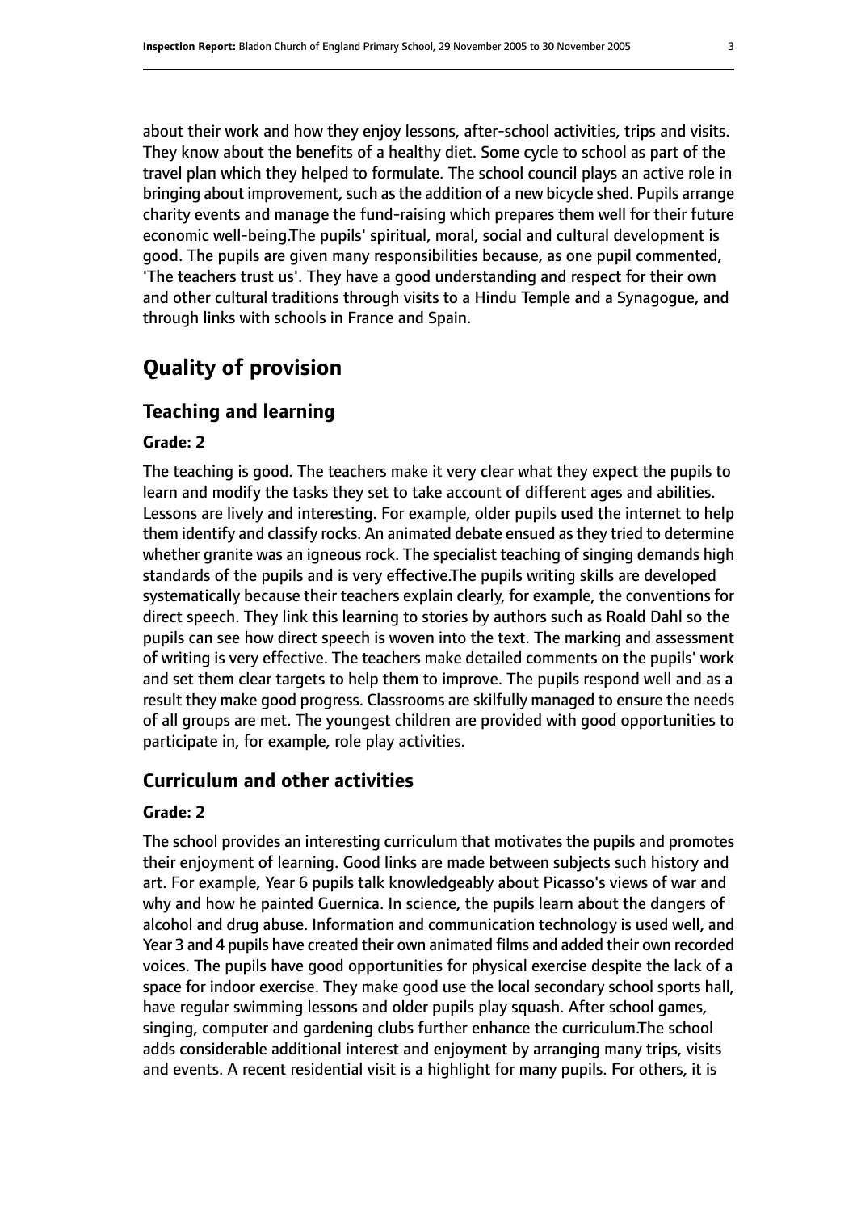about their work and how they enjoy lessons, after-school activities, trips and visits. They know about the benefits of a healthy diet. Some cycle to school as part of the travel plan which they helped to formulate. The school council plays an active role in bringing about improvement, such as the addition of a new bicycle shed. Pupils arrange charity events and manage the fund-raising which prepares them well for their future economic well-being.The pupils' spiritual, moral, social and cultural development is good. The pupils are given many responsibilities because, as one pupil commented, 'The teachers trust us'. They have a good understanding and respect for their own and other cultural traditions through visits to a Hindu Temple and a Synagogue, and through links with schools in France and Spain.

# Quality of provision

## Teaching and learning

### Grade: 2

The teaching is good. The teachers make it very clear what they expect the pupils to learn and modify the tasks they set to take account of different ages and abilities. Lessons are lively and interesting. For example, older pupils used the internet to help them identify and classify rocks. An animated debate ensued as they tried to determine whether granite was an igneous rock. The specialist teaching of singing demands high standards of the pupils and is very effective.The pupils writing skills are developed systematically because their teachers explain clearly, for example, the conventions for direct speech. They link this learning to stories by authors such as Roald Dahl so the pupils can see how direct speech is woven into the text. The marking and assessment of writing is very effective. The teachers make detailed comments on the pupils' work and set them clear targets to help them to improve. The pupils respond well and as a result they make good progress. Classrooms are skilfully managed to ensure the needs of all groups are met. The youngest children are provided with good opportunities to participate in, for example, role play activities.

## Curriculum and other activities

### Grade: 2

The school provides an interesting curriculum that motivates the pupils and promotes their enjoyment of learning. Good links are made between subjects such history and art. For example, Year 6 pupils talk knowledgeably about Picasso's views of war and why and how he painted Guernica. In science, the pupils learn about the dangers of alcohol and drug abuse. Information and communication technology is used well, and Year 3 and 4 pupils have created their own animated films and added their own recorded voices. The pupils have good opportunities for physical exercise despite the lack of a space for indoor exercise. They make good use the local secondary school sports hall, have regular swimming lessons and older pupils play squash. After school games, singing, computer and gardening clubs further enhance the curriculum.The school adds considerable additional interest and enjoyment by arranging many trips, visits and events. A recent residential visit is a highlight for many pupils. For others, it is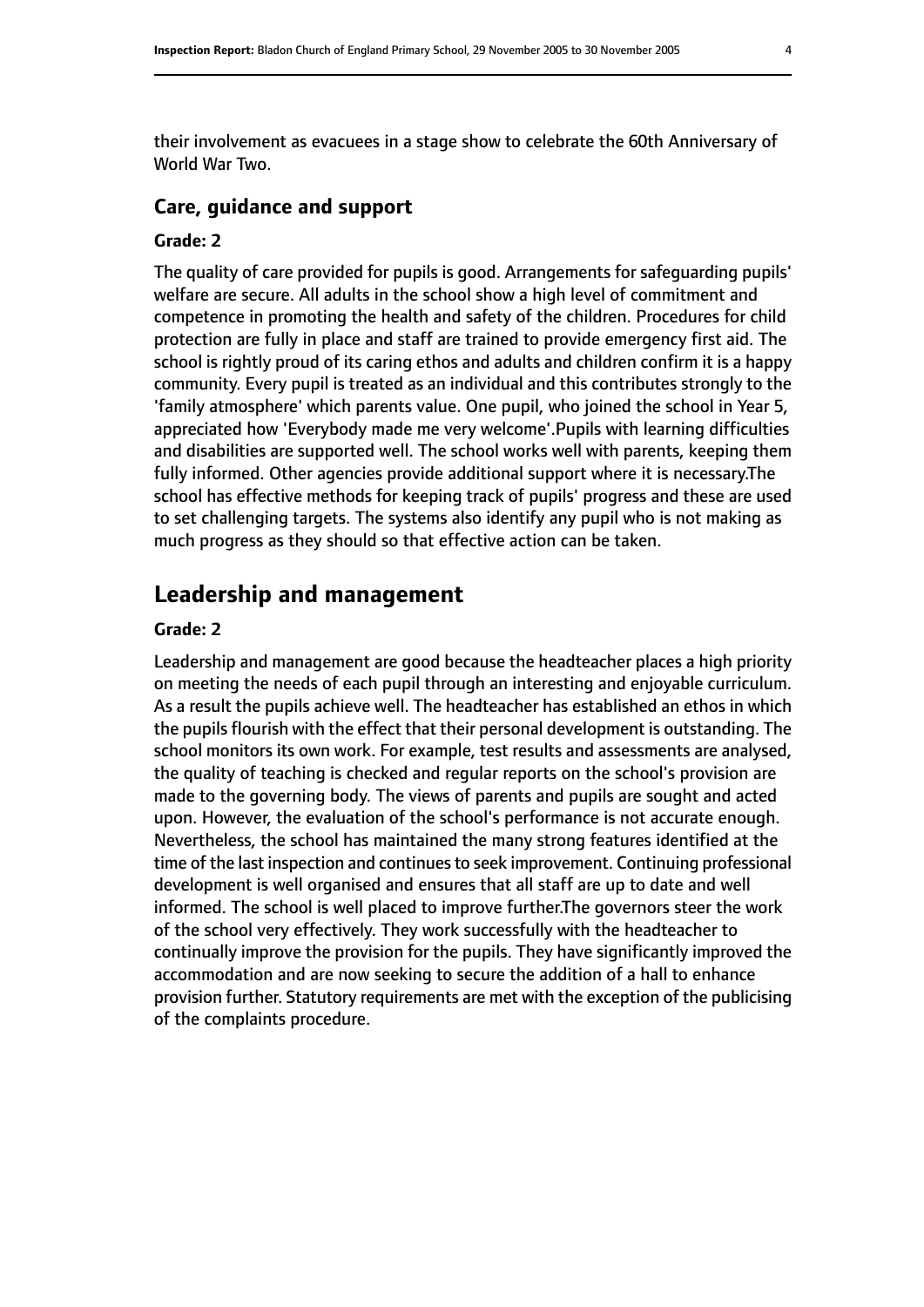their involvement as evacuees in a stage show to celebrate the 60th Anniversary of World War Two.

### Care, guidance and support

#### Grade: 2

The quality of care provided for pupils is good. Arrangements for safeguarding pupils' welfare are secure. All adults in the school show a high level of commitment and competence in promoting the health and safety of the children. Procedures for child protection are fully in place and staff are trained to provide emergency first aid. The school is rightly proud of its caring ethos and adults and children confirm it is a happy community. Every pupil is treated as an individual and this contributes strongly to the 'family atmosphere' which parents value. One pupil, who joined the school in Year 5, appreciated how 'Everybody made me very welcome'.Pupils with learning difficulties and disabilities are supported well. The school works well with parents, keeping them fully informed. Other agencies provide additional support where it is necessary.The school has effective methods for keeping track of pupils' progress and these are used to set challenging targets. The systems also identify any pupil who is not making as much progress as they should so that effective action can be taken.

## Leadership and management

#### Grade: 2

Leadership and management are good because the headteacher places a high priority on meeting the needs of each pupil through an interesting and enjoyable curriculum. As a result the pupils achieve well. The headteacher has established an ethos in which the pupils flourish with the effect that their personal development is outstanding. The school monitors its own work. For example, test results and assessments are analysed, the quality of teaching is checked and regular reports on the school's provision are made to the governing body. The views of parents and pupils are sought and acted upon. However, the evaluation of the school's performance is not accurate enough. Nevertheless, the school has maintained the many strong features identified at the time of the last inspection and continues to seek improvement. Continuing professional development is well organised and ensures that all staff are up to date and well informed. The school is well placed to improve further.The governors steer the work of the school very effectively. They work successfully with the headteacher to continually improve the provision for the pupils. They have significantly improved the accommodation and are now seeking to secure the addition of a hall to enhance provision further. Statutory requirements are met with the exception of the publicising of the complaints procedure.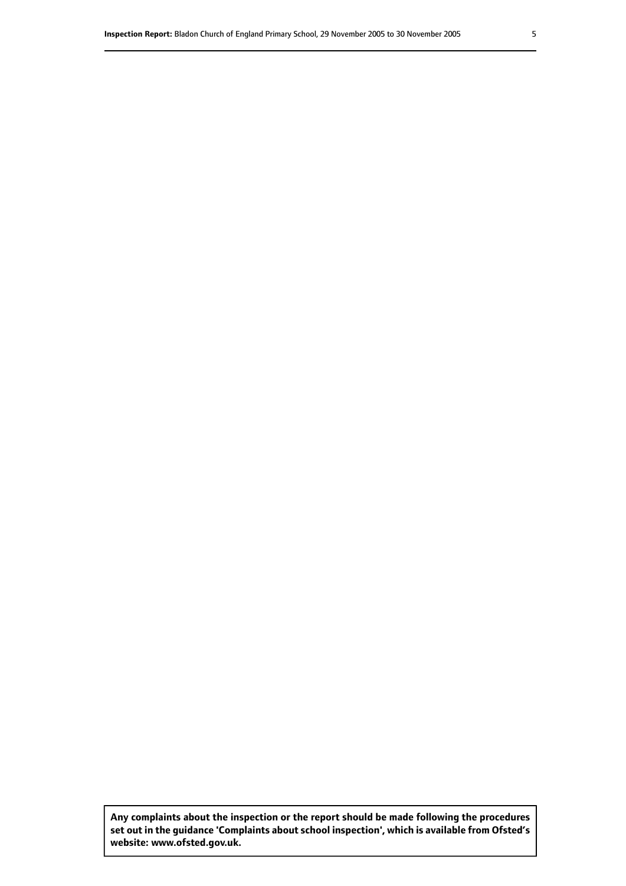**Any complaints about the inspection or the report should be made following the procedures set out in the guidance 'Complaints about school inspection', which is available from Ofsted's website: www.ofsted.gov.uk.**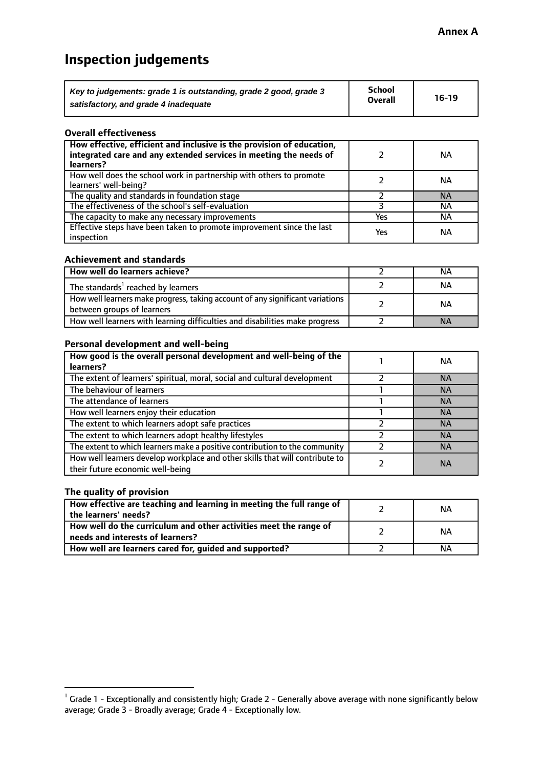**Annex A**

# Inspection judgements

| *Key to judgements: grade 1 is outstanding, grade 2 good, grade 3 satisfactory, and grade 4 inadequate* | **School Overall** | **16-19** |
|---|---|---|

### Overall effectiveness

| | | |
|---|---|---|
| **How effective, efficient and inclusive is the provision of education, integrated care and any extended services in meeting the needs of learners?** | 2 | NA |
| How well does the school work in partnership with others to promote learners' well-being? | 2 | NA |
| The quality and standards in foundation stage | 2 | NA |
| The effectiveness of the school's self-evaluation | 3 | NA |
| The capacity to make any necessary improvements | Yes | NA |
| Effective steps have been taken to promote improvement since the last inspection | Yes | NA |

### Achievement and standards

| | | |
|---|---|---|
| **How well do learners achieve?** | 2 | NA |
| The standards[1] reached by learners | 2 | NA |
| How well learners make progress, taking account of any significant variations between groups of learners | 2 | NA |
| How well learners with learning difficulties and disabilities make progress | 2 | NA |

### Personal development and well-being

| | | |
|---|---|---|
| **How good is the overall personal development and well-being of the learners?** | 1 | NA |
| The extent of learners' spiritual, moral, social and cultural development | 2 | NA |
| The behaviour of learners | 1 | NA |
| The attendance of learners | 1 | NA |
| How well learners enjoy their education | 1 | NA |
| The extent to which learners adopt safe practices | 2 | NA |
| The extent to which learners adopt healthy lifestyles | 2 | NA |
| The extent to which learners make a positive contribution to the community | 2 | NA |
| How well learners develop workplace and other skills that will contribute to their future economic well-being | 2 | NA |

### The quality of provision

| | | |
|---|---|---|
| **How effective are teaching and learning in meeting the full range of the learners' needs?** | 2 | NA |
| **How well do the curriculum and other activities meet the range of needs and interests of learners?** | 2 | NA |
| **How well are learners cared for, guided and supported?** | 2 | NA |

[1] Grade 1 - Exceptionally and consistently high; Grade 2 - Generally above average with none significantly below average; Grade 3 - Broadly average; Grade 4 - Exceptionally low.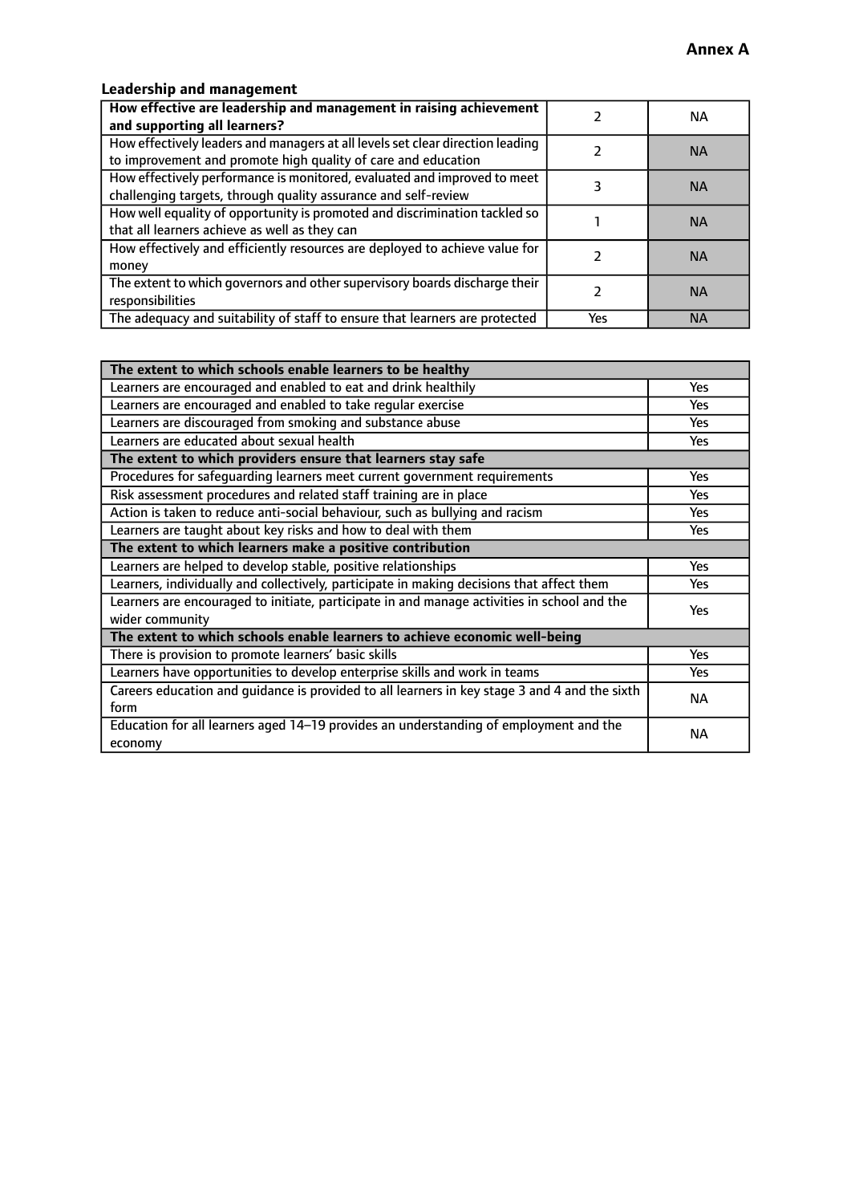**Annex A**

### Leadership and management

| **How effective are leadership and management in raising achievement and supporting all learners?** | 2 | NA |
|---|---|---|
| How effectively leaders and managers at all levels set clear direction leading to improvement and promote high quality of care and education | 2 | NA |
| How effectively performance is monitored, evaluated and improved to meet challenging targets, through quality assurance and self-review | 3 | NA |
| How well equality of opportunity is promoted and discrimination tackled so that all learners achieve as well as they can | 1 | NA |
| How effectively and efficiently resources are deployed to achieve value for money | 2 | NA |
| The extent to which governors and other supervisory boards discharge their responsibilities | 2 | NA |
| The adequacy and suitability of staff to ensure that learners are protected | Yes | NA |

| **The extent to which schools enable learners to be healthy** | |
|---|---|
| Learners are encouraged and enabled to eat and drink healthily | Yes |
| Learners are encouraged and enabled to take regular exercise | Yes |
| Learners are discouraged from smoking and substance abuse | Yes |
| Learners are educated about sexual health | Yes |
| **The extent to which providers ensure that learners stay safe** | |
| Procedures for safeguarding learners meet current government requirements | Yes |
| Risk assessment procedures and related staff training are in place | Yes |
| Action is taken to reduce anti-social behaviour, such as bullying and racism | Yes |
| Learners are taught about key risks and how to deal with them | Yes |
| **The extent to which learners make a positive contribution** | |
| Learners are helped to develop stable, positive relationships | Yes |
| Learners, individually and collectively, participate in making decisions that affect them | Yes |
| Learners are encouraged to initiate, participate in and manage activities in school and the wider community | Yes |
| **The extent to which schools enable learners to achieve economic well-being** | |
| There is provision to promote learners' basic skills | Yes |
| Learners have opportunities to develop enterprise skills and work in teams | Yes |
| Careers education and guidance is provided to all learners in key stage 3 and 4 and the sixth form | NA |
| Education for all learners aged 14–19 provides an understanding of employment and the economy | NA |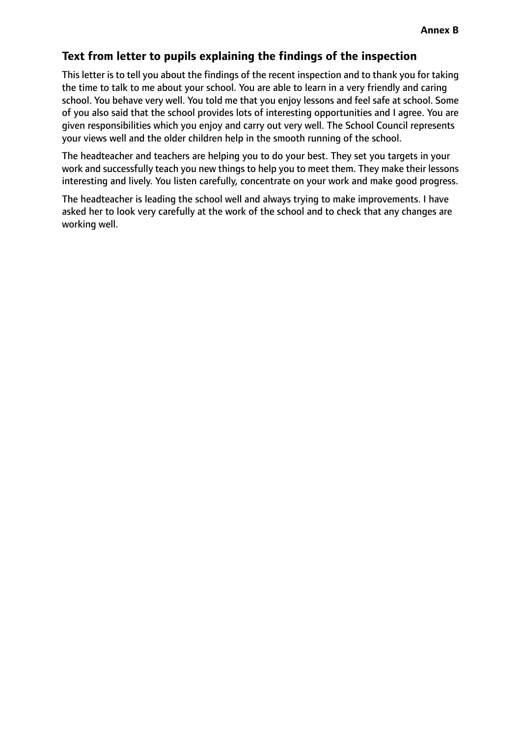**Annex B**

## Text from letter to pupils explaining the findings of the inspection

This letter is to tell you about the findings of the recent inspection and to thank you for taking the time to talk to me about your school. You are able to learn in a very friendly and caring school. You behave very well. You told me that you enjoy lessons and feel safe at school. Some of you also said that the school provides lots of interesting opportunities and I agree. You are given responsibilities which you enjoy and carry out very well. The School Council represents your views well and the older children help in the smooth running of the school.

The headteacher and teachers are helping you to do your best. They set you targets in your work and successfully teach you new things to help you to meet them. They make their lessons interesting and lively. You listen carefully, concentrate on your work and make good progress.

The headteacher is leading the school well and always trying to make improvements. I have asked her to look very carefully at the work of the school and to check that any changes are working well.